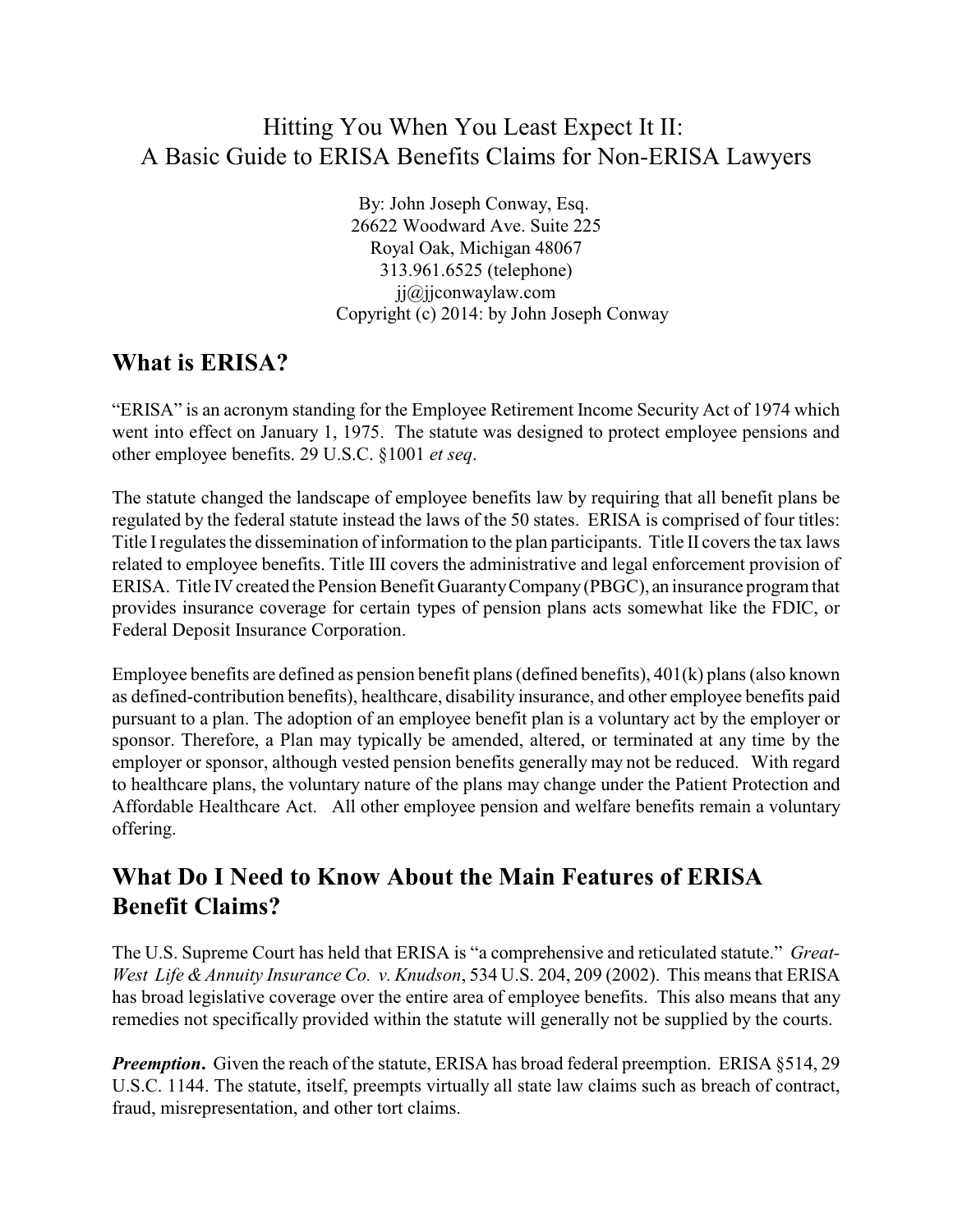# Hitting You When You Least Expect It II: A Basic Guide to ERISA Benefits Claims for Non-ERISA Lawyers

By: John Joseph Conway, Esq.
26622 Woodward Ave. Suite 225
Royal Oak, Michigan 48067
313.961.6525 (telephone)
jj@jjconwaylaw.com
Copyright (c) 2014: by John Joseph Conway

## What is ERISA?

"ERISA" is an acronym standing for the Employee Retirement Income Security Act of 1974 which went into effect on January 1, 1975. The statute was designed to protect employee pensions and other employee benefits. 29 U.S.C. §1001 *et seq*.

The statute changed the landscape of employee benefits law by requiring that all benefit plans be regulated by the federal statute instead the laws of the 50 states. ERISA is comprised of four titles: Title I regulates the dissemination of information to the plan participants. Title II covers the tax laws related to employee benefits. Title III covers the administrative and legal enforcement provision of ERISA. Title IV created the Pension Benefit Guaranty Company (PBGC), an insurance program that provides insurance coverage for certain types of pension plans acts somewhat like the FDIC, or Federal Deposit Insurance Corporation.

Employee benefits are defined as pension benefit plans (defined benefits), 401(k) plans (also known as defined-contribution benefits), healthcare, disability insurance, and other employee benefits paid pursuant to a plan. The adoption of an employee benefit plan is a voluntary act by the employer or sponsor. Therefore, a Plan may typically be amended, altered, or terminated at any time by the employer or sponsor, although vested pension benefits generally may not be reduced. With regard to healthcare plans, the voluntary nature of the plans may change under the Patient Protection and Affordable Healthcare Act. All other employee pension and welfare benefits remain a voluntary offering.

## What Do I Need to Know About the Main Features of ERISA Benefit Claims?

The U.S. Supreme Court has held that ERISA is "a comprehensive and reticulated statute." *Great-West Life & Annuity Insurance Co. v. Knudson*, 534 U.S. 204, 209 (2002). This means that ERISA has broad legislative coverage over the entire area of employee benefits. This also means that any remedies not specifically provided within the statute will generally not be supplied by the courts.

***Preemption***. Given the reach of the statute, ERISA has broad federal preemption. ERISA §514, 29 U.S.C. 1144. The statute, itself, preempts virtually all state law claims such as breach of contract, fraud, misrepresentation, and other tort claims.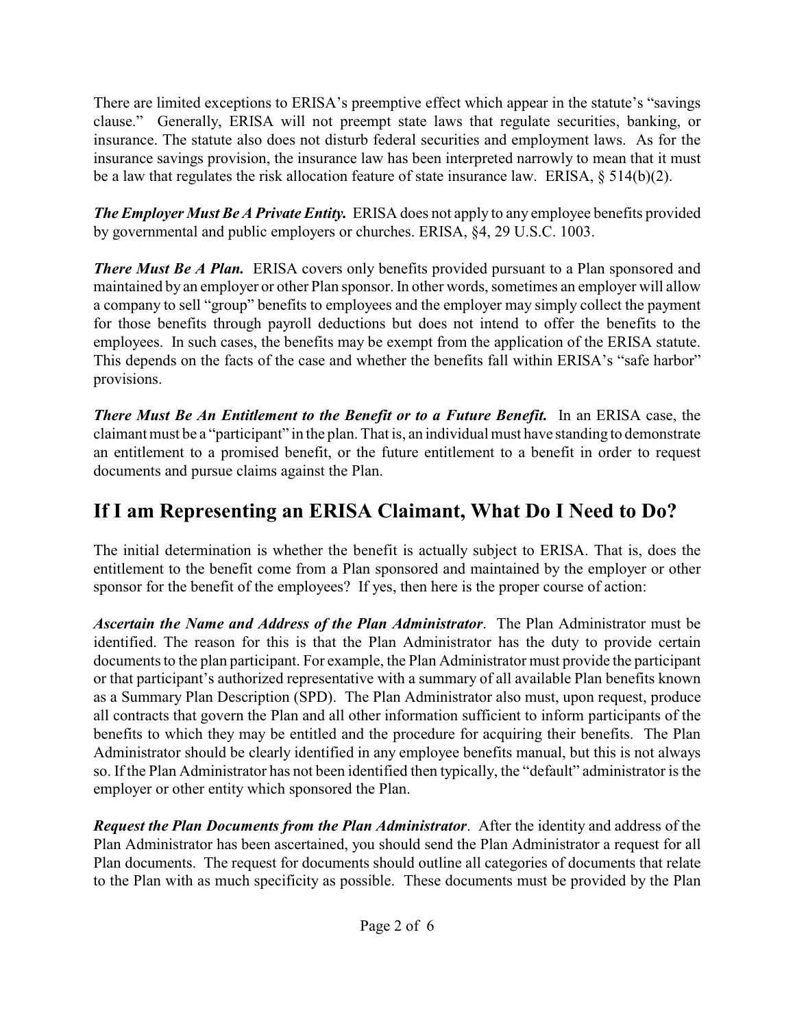There are limited exceptions to ERISA's preemptive effect which appear in the statute's "savings clause." Generally, ERISA will not preempt state laws that regulate securities, banking, or insurance. The statute also does not disturb federal securities and employment laws. As for the insurance savings provision, the insurance law has been interpreted narrowly to mean that it must be a law that regulates the risk allocation feature of state insurance law. ERISA, § 514(b)(2).

***The Employer Must Be A Private Entity.*** ERISA does not apply to any employee benefits provided by governmental and public employers or churches. ERISA, §4, 29 U.S.C. 1003.

***There Must Be A Plan.*** ERISA covers only benefits provided pursuant to a Plan sponsored and maintained by an employer or other Plan sponsor. In other words, sometimes an employer will allow a company to sell "group" benefits to employees and the employer may simply collect the payment for those benefits through payroll deductions but does not intend to offer the benefits to the employees. In such cases, the benefits may be exempt from the application of the ERISA statute. This depends on the facts of the case and whether the benefits fall within ERISA's "safe harbor" provisions.

***There Must Be An Entitlement to the Benefit or to a Future Benefit.*** In an ERISA case, the claimant must be a "participant" in the plan. That is, an individual must have standing to demonstrate an entitlement to a promised benefit, or the future entitlement to a benefit in order to request documents and pursue claims against the Plan.

## If I am Representing an ERISA Claimant, What Do I Need to Do?

The initial determination is whether the benefit is actually subject to ERISA. That is, does the entitlement to the benefit come from a Plan sponsored and maintained by the employer or other sponsor for the benefit of the employees? If yes, then here is the proper course of action:

***Ascertain the Name and Address of the Plan Administrator***. The Plan Administrator must be identified. The reason for this is that the Plan Administrator has the duty to provide certain documents to the plan participant. For example, the Plan Administrator must provide the participant or that participant's authorized representative with a summary of all available Plan benefits known as a Summary Plan Description (SPD). The Plan Administrator also must, upon request, produce all contracts that govern the Plan and all other information sufficient to inform participants of the benefits to which they may be entitled and the procedure for acquiring their benefits. The Plan Administrator should be clearly identified in any employee benefits manual, but this is not always so. If the Plan Administrator has not been identified then typically, the "default" administrator is the employer or other entity which sponsored the Plan.

***Request the Plan Documents from the Plan Administrator***. After the identity and address of the Plan Administrator has been ascertained, you should send the Plan Administrator a request for all Plan documents. The request for documents should outline all categories of documents that relate to the Plan with as much specificity as possible. These documents must be provided by the Plan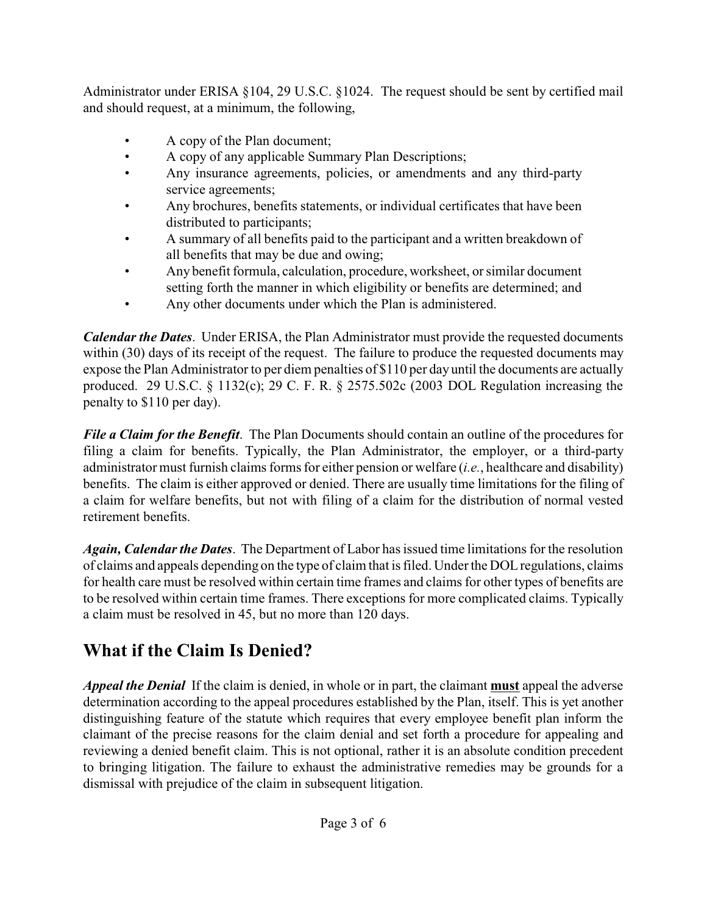Administrator under ERISA §104, 29 U.S.C. §1024. The request should be sent by certified mail and should request, at a minimum, the following,

- A copy of the Plan document;
- A copy of any applicable Summary Plan Descriptions;
- Any insurance agreements, policies, or amendments and any third-party service agreements;
- Any brochures, benefits statements, or individual certificates that have been distributed to participants;
- A summary of all benefits paid to the participant and a written breakdown of all benefits that may be due and owing;
- Any benefit formula, calculation, procedure, worksheet, or similar document setting forth the manner in which eligibility or benefits are determined; and
- Any other documents under which the Plan is administered.

***Calendar the Dates***. Under ERISA, the Plan Administrator must provide the requested documents within (30) days of its receipt of the request. The failure to produce the requested documents may expose the Plan Administrator to per diem penalties of $110 per day until the documents are actually produced. 29 U.S.C. § 1132(c); 29 C. F. R. § 2575.502c (2003 DOL Regulation increasing the penalty to $110 per day).

***File a Claim for the Benefit***. The Plan Documents should contain an outline of the procedures for filing a claim for benefits. Typically, the Plan Administrator, the employer, or a third-party administrator must furnish claims forms for either pension or welfare (*i.e.*, healthcare and disability) benefits. The claim is either approved or denied. There are usually time limitations for the filing of a claim for welfare benefits, but not with filing of a claim for the distribution of normal vested retirement benefits.

***Again, Calendar the Dates***. The Department of Labor has issued time limitations for the resolution of claims and appeals depending on the type of claim that is filed. Under the DOL regulations, claims for health care must be resolved within certain time frames and claims for other types of benefits are to be resolved within certain time frames. There exceptions for more complicated claims. Typically a claim must be resolved in 45, but no more than 120 days.

## What if the Claim Is Denied?

***Appeal the Denial*** If the claim is denied, in whole or in part, the claimant **<u>must</u>** appeal the adverse determination according to the appeal procedures established by the Plan, itself. This is yet another distinguishing feature of the statute which requires that every employee benefit plan inform the claimant of the precise reasons for the claim denial and set forth a procedure for appealing and reviewing a denied benefit claim. This is not optional, rather it is an absolute condition precedent to bringing litigation. The failure to exhaust the administrative remedies may be grounds for a dismissal with prejudice of the claim in subsequent litigation.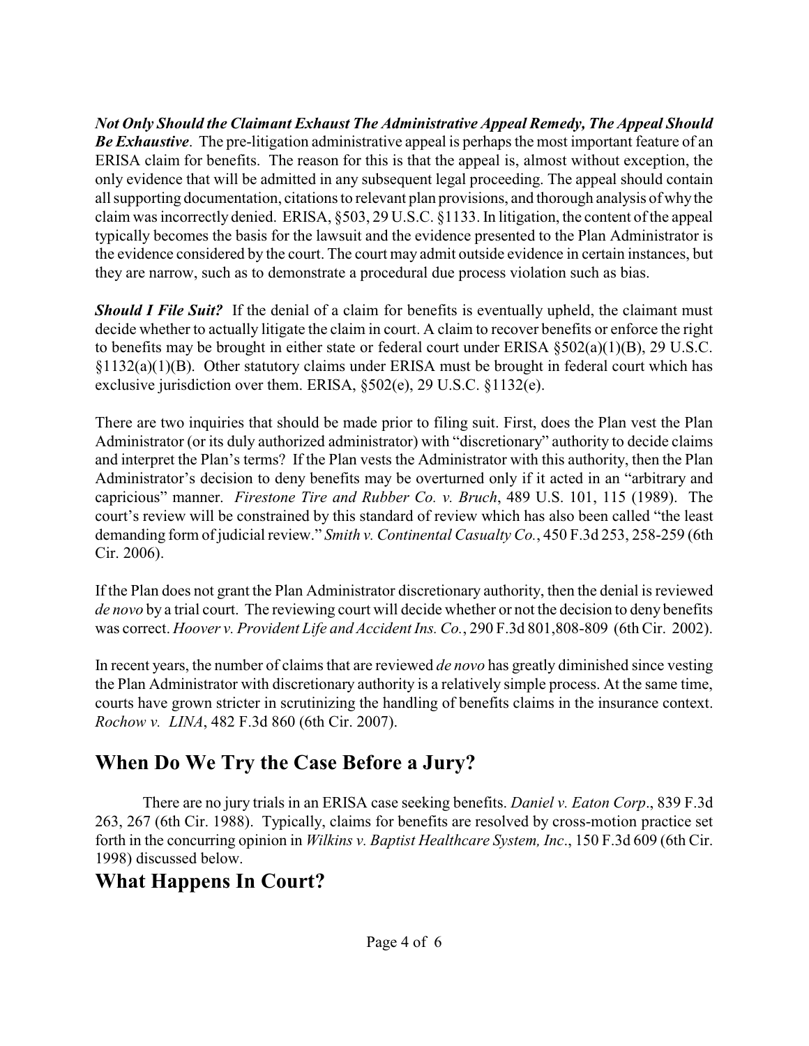***Not Only Should the Claimant Exhaust The Administrative Appeal Remedy, The Appeal Should Be Exhaustive***. The pre-litigation administrative appeal is perhaps the most important feature of an ERISA claim for benefits. The reason for this is that the appeal is, almost without exception, the only evidence that will be admitted in any subsequent legal proceeding. The appeal should contain all supporting documentation, citations to relevant plan provisions, and thorough analysis of why the claim was incorrectly denied. ERISA, §503, 29 U.S.C. §1133. In litigation, the content of the appeal typically becomes the basis for the lawsuit and the evidence presented to the Plan Administrator is the evidence considered by the court. The court may admit outside evidence in certain instances, but they are narrow, such as to demonstrate a procedural due process violation such as bias.

***Should I File Suit?*** If the denial of a claim for benefits is eventually upheld, the claimant must decide whether to actually litigate the claim in court. A claim to recover benefits or enforce the right to benefits may be brought in either state or federal court under ERISA §502(a)(1)(B), 29 U.S.C. §1132(a)(1)(B). Other statutory claims under ERISA must be brought in federal court which has exclusive jurisdiction over them. ERISA, §502(e), 29 U.S.C. §1132(e).

There are two inquiries that should be made prior to filing suit. First, does the Plan vest the Plan Administrator (or its duly authorized administrator) with "discretionary" authority to decide claims and interpret the Plan's terms? If the Plan vests the Administrator with this authority, then the Plan Administrator's decision to deny benefits may be overturned only if it acted in an "arbitrary and capricious" manner. *Firestone Tire and Rubber Co. v. Bruch*, 489 U.S. 101, 115 (1989). The court's review will be constrained by this standard of review which has also been called "the least demanding form of judicial review." *Smith v. Continental Casualty Co.*, 450 F.3d 253, 258-259 (6th Cir. 2006).

If the Plan does not grant the Plan Administrator discretionary authority, then the denial is reviewed *de novo* by a trial court. The reviewing court will decide whether or not the decision to deny benefits was correct. *Hoover v. Provident Life and Accident Ins. Co.*, 290 F.3d 801,808-809 (6th Cir. 2002).

In recent years, the number of claims that are reviewed *de novo* has greatly diminished since vesting the Plan Administrator with discretionary authority is a relatively simple process. At the same time, courts have grown stricter in scrutinizing the handling of benefits claims in the insurance context. *Rochow v. LINA*, 482 F.3d 860 (6th Cir. 2007).

## When Do We Try the Case Before a Jury?

There are no jury trials in an ERISA case seeking benefits. *Daniel v. Eaton Corp*., 839 F.3d 263, 267 (6th Cir. 1988). Typically, claims for benefits are resolved by cross-motion practice set forth in the concurring opinion in *Wilkins v. Baptist Healthcare System, Inc*., 150 F.3d 609 (6th Cir. 1998) discussed below.

## What Happens In Court?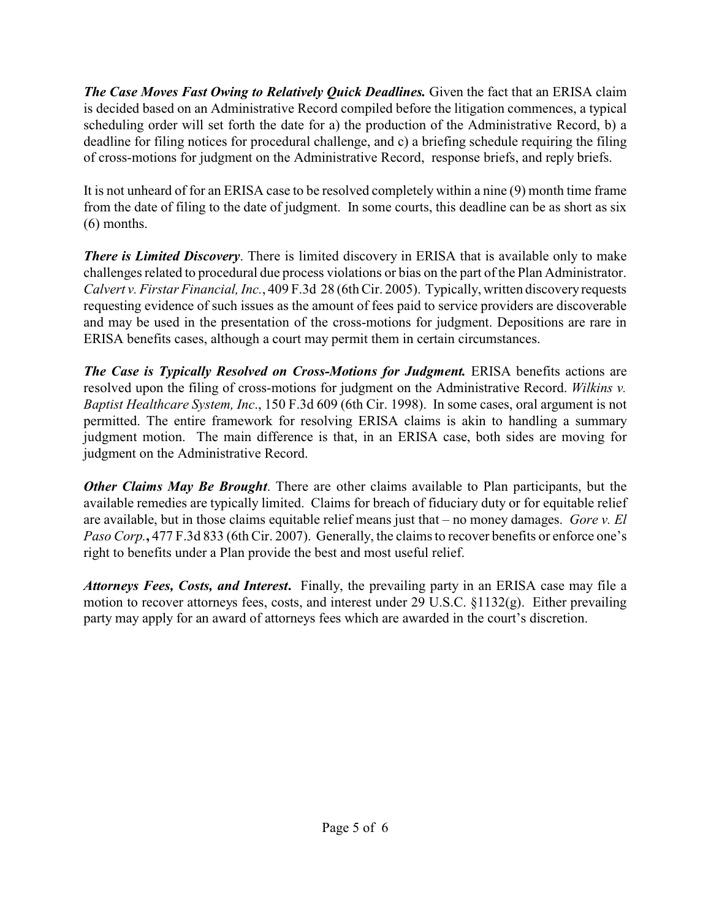***The Case Moves Fast Owing to Relatively Quick Deadlines.*** Given the fact that an ERISA claim is decided based on an Administrative Record compiled before the litigation commences, a typical scheduling order will set forth the date for a) the production of the Administrative Record, b) a deadline for filing notices for procedural challenge, and c) a briefing schedule requiring the filing of cross-motions for judgment on the Administrative Record, response briefs, and reply briefs.

It is not unheard of for an ERISA case to be resolved completely within a nine (9) month time frame from the date of filing to the date of judgment. In some courts, this deadline can be as short as six (6) months.

***There is Limited Discovery***. There is limited discovery in ERISA that is available only to make challenges related to procedural due process violations or bias on the part of the Plan Administrator. *Calvert v. Firstar Financial, Inc.*, 409 F.3d 28 (6th Cir. 2005). Typically, written discovery requests requesting evidence of such issues as the amount of fees paid to service providers are discoverable and may be used in the presentation of the cross-motions for judgment. Depositions are rare in ERISA benefits cases, although a court may permit them in certain circumstances.

***The Case is Typically Resolved on Cross-Motions for Judgment.*** ERISA benefits actions are resolved upon the filing of cross-motions for judgment on the Administrative Record. *Wilkins v. Baptist Healthcare System, Inc*., 150 F.3d 609 (6th Cir. 1998). In some cases, oral argument is not permitted. The entire framework for resolving ERISA claims is akin to handling a summary judgment motion. The main difference is that, in an ERISA case, both sides are moving for judgment on the Administrative Record.

***Other Claims May Be Brought***. There are other claims available to Plan participants, but the available remedies are typically limited. Claims for breach of fiduciary duty or for equitable relief are available, but in those claims equitable relief means just that – no money damages. *Gore v. El Paso Corp.***,** 477 F.3d 833 (6th Cir. 2007). Generally, the claims to recover benefits or enforce one's right to benefits under a Plan provide the best and most useful relief.

***Attorneys Fees, Costs, and Interest*****.** Finally, the prevailing party in an ERISA case may file a motion to recover attorneys fees, costs, and interest under 29 U.S.C. §1132(g). Either prevailing party may apply for an award of attorneys fees which are awarded in the court's discretion.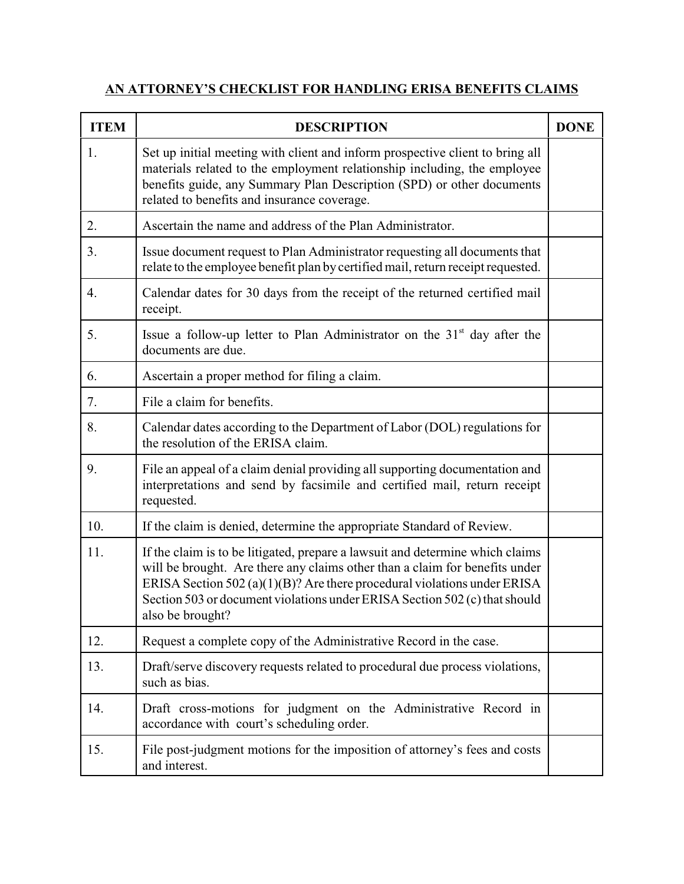# AN ATTORNEY'S CHECKLIST FOR HANDLING ERISA BENEFITS CLAIMS

| ITEM | DESCRIPTION | DONE |
|---|---|---|
| 1. | Set up initial meeting with client and inform prospective client to bring all materials related to the employment relationship including, the employee benefits guide, any Summary Plan Description (SPD) or other documents related to benefits and insurance coverage. | |
| 2. | Ascertain the name and address of the Plan Administrator. | |
| 3. | Issue document request to Plan Administrator requesting all documents that relate to the employee benefit plan by certified mail, return receipt requested. | |
| 4. | Calendar dates for 30 days from the receipt of the returned certified mail receipt. | |
| 5. | Issue a follow-up letter to Plan Administrator on the 31st day after the documents are due. | |
| 6. | Ascertain a proper method for filing a claim. | |
| 7. | File a claim for benefits. | |
| 8. | Calendar dates according to the Department of Labor (DOL) regulations for the resolution of the ERISA claim. | |
| 9. | File an appeal of a claim denial providing all supporting documentation and interpretations and send by facsimile and certified mail, return receipt requested. | |
| 10. | If the claim is denied, determine the appropriate Standard of Review. | |
| 11. | If the claim is to be litigated, prepare a lawsuit and determine which claims will be brought. Are there any claims other than a claim for benefits under ERISA Section 502 (a)(1)(B)? Are there procedural violations under ERISA Section 503 or document violations under ERISA Section 502 (c) that should also be brought? | |
| 12. | Request a complete copy of the Administrative Record in the case. | |
| 13. | Draft/serve discovery requests related to procedural due process violations, such as bias. | |
| 14. | Draft cross-motions for judgment on the Administrative Record in accordance with court's scheduling order. | |
| 15. | File post-judgment motions for the imposition of attorney's fees and costs and interest. | |